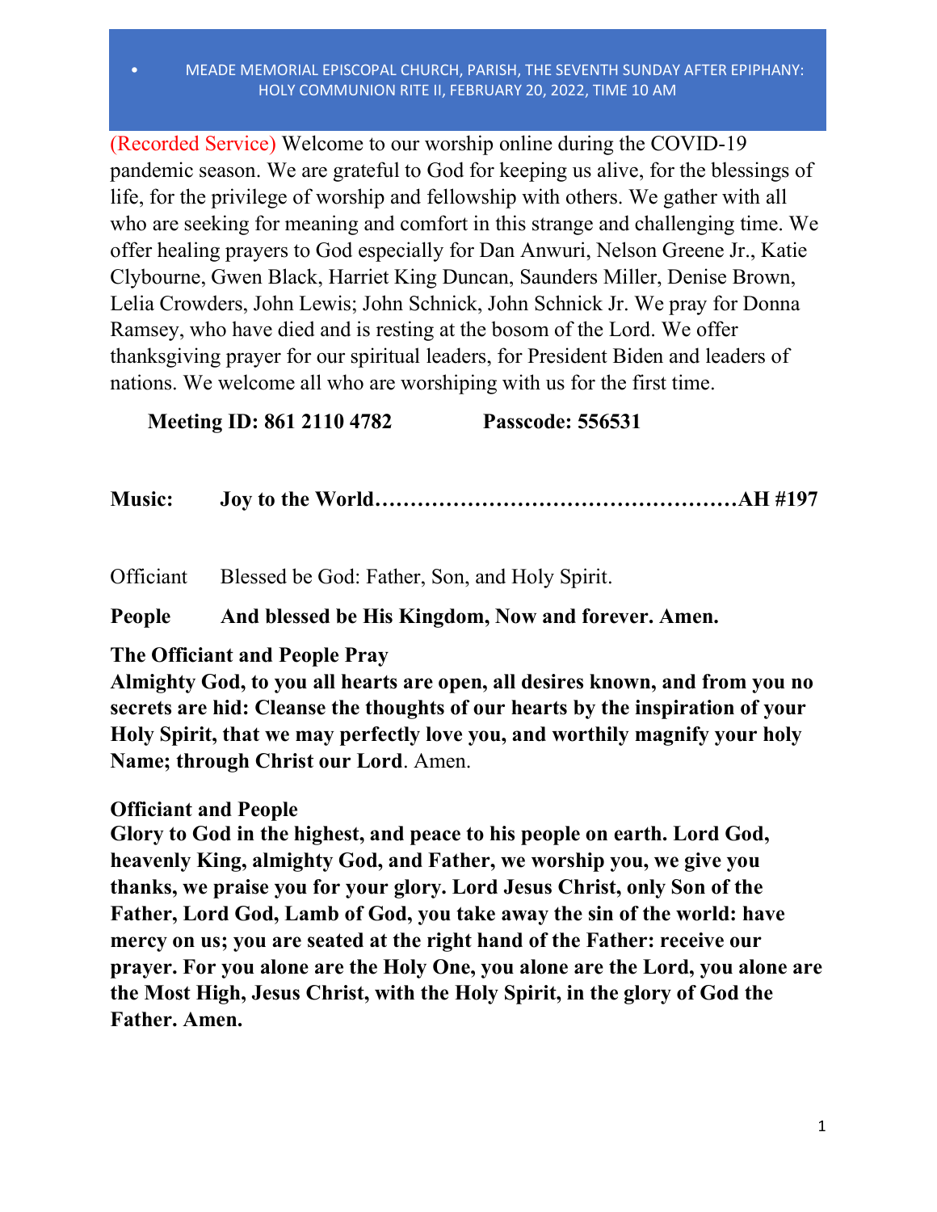# MEADE MEMORIAL EPISCOPAL CHURCH, PARISH, THE SEVENTH SUNDAY AFTER EPIPHANY: HOLY COMMUNION RITE II, FEBRUARY 20, 2022, TIME 10 AM

(Recorded Service) Welcome to our worship online during the COVID-19 pandemic season. We are grateful to God for keeping us alive, for the blessings of life, for the privilege of worship and fellowship with others. We gather with all who are seeking for meaning and comfort in this strange and challenging time. We offer healing prayers to God especially for Dan Anwuri, Nelson Greene Jr., Katie Clybourne, Gwen Black, Harriet King Duncan, Saunders Miller, Denise Brown, Lelia Crowders, John Lewis; John Schnick, John Schnick Jr. We pray for Donna Ramsey, who have died and is resting at the bosom of the Lord. We offer thanksgiving prayer for our spiritual leaders, for President Biden and leaders of nations. We welcome all who are worshiping with us for the first time.

**Meeting ID: 861 2110 4782 Passcode: 556531**

**Music: Joy to the World……………………………………………AH #197**

Officiant Blessed be God: Father, Son, and Holy Spirit.

**People And blessed be His Kingdom, Now and forever. Amen.**

**The Officiant and People Pray**

**Almighty God, to you all hearts are open, all desires known, and from you no secrets are hid: Cleanse the thoughts of our hearts by the inspiration of your Holy Spirit, that we may perfectly love you, and worthily magnify your holy Name; through Christ our Lord**. Amen.

**Officiant and People**

**Glory to God in the highest, and peace to his people on earth. Lord God, heavenly King, almighty God, and Father, we worship you, we give you thanks, we praise you for your glory. Lord Jesus Christ, only Son of the Father, Lord God, Lamb of God, you take away the sin of the world: have mercy on us; you are seated at the right hand of the Father: receive our prayer. For you alone are the Holy One, you alone are the Lord, you alone are the Most High, Jesus Christ, with the Holy Spirit, in the glory of God the Father. Amen.**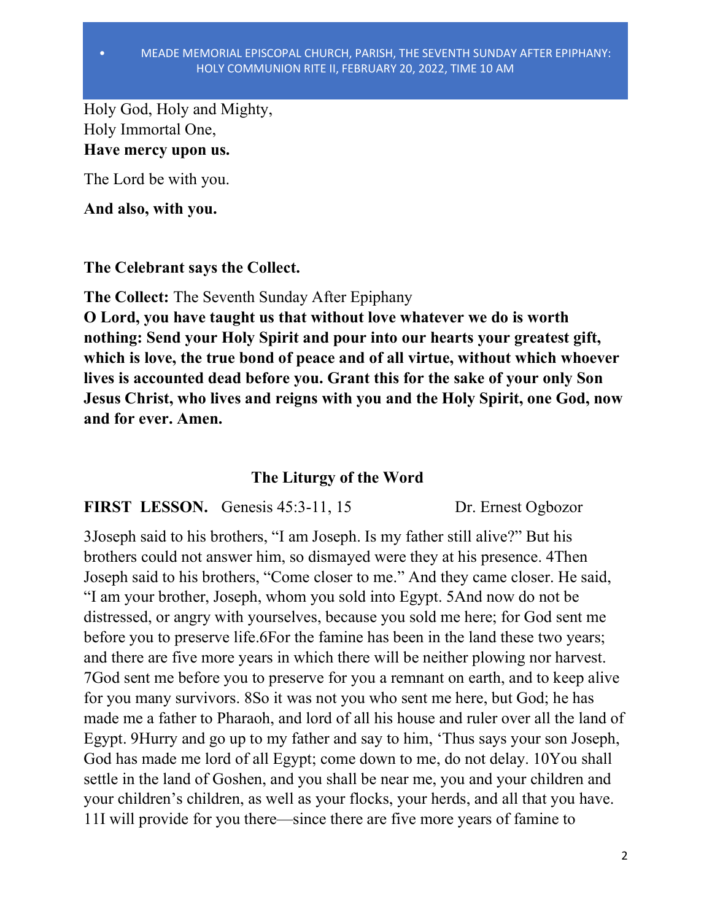Holy God, Holy and Mighty,
Holy Immortal One,
**Have mercy upon us.**

The Lord be with you.

**And also, with you.**

**The Celebrant says the Collect.**

**The Collect:** The Seventh Sunday After Epiphany
**O Lord, you have taught us that without love whatever we do is worth nothing: Send your Holy Spirit and pour into our hearts your greatest gift, which is love, the true bond of peace and of all virtue, without which whoever lives is accounted dead before you. Grant this for the sake of your only Son Jesus Christ, who lives and reigns with you and the Holy Spirit, one God, now and for ever. Amen.**

## The Liturgy of the Word

**FIRST LESSON.** Genesis 45:3-11, 15 Dr. Ernest Ogbozor

3Joseph said to his brothers, "I am Joseph. Is my father still alive?" But his brothers could not answer him, so dismayed were they at his presence. 4Then Joseph said to his brothers, "Come closer to me." And they came closer. He said, "I am your brother, Joseph, whom you sold into Egypt. 5And now do not be distressed, or angry with yourselves, because you sold me here; for God sent me before you to preserve life.6For the famine has been in the land these two years; and there are five more years in which there will be neither plowing nor harvest. 7God sent me before you to preserve for you a remnant on earth, and to keep alive for you many survivors. 8So it was not you who sent me here, but God; he has made me a father to Pharaoh, and lord of all his house and ruler over all the land of Egypt. 9Hurry and go up to my father and say to him, 'Thus says your son Joseph, God has made me lord of all Egypt; come down to me, do not delay. 10You shall settle in the land of Goshen, and you shall be near me, you and your children and your children's children, as well as your flocks, your herds, and all that you have. 11I will provide for you there—since there are five more years of famine to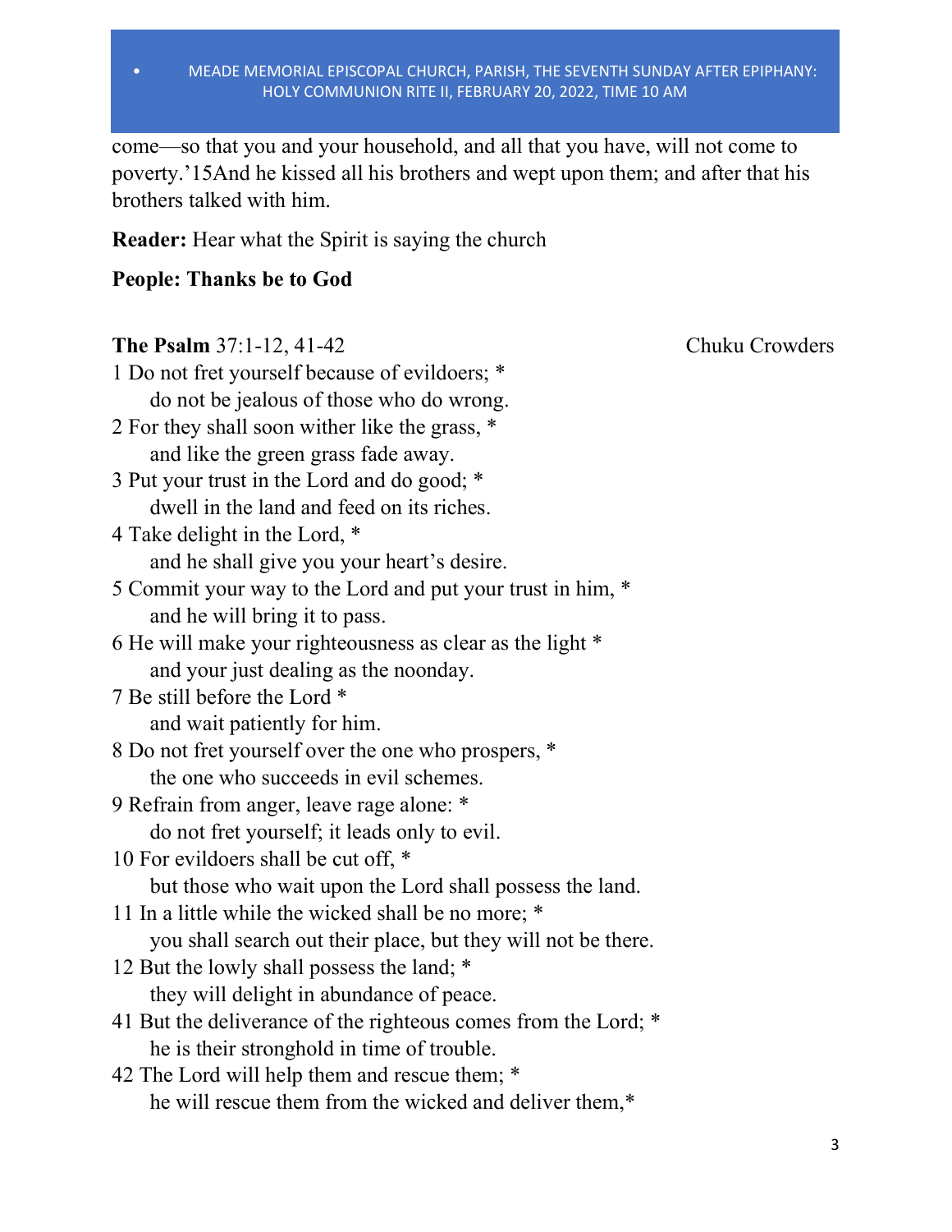come—so that you and your household, and all that you have, will not come to poverty.'15And he kissed all his brothers and wept upon them; and after that his brothers talked with him.

**Reader:** Hear what the Spirit is saying the church

**People: Thanks be to God**

**The Psalm** 37:1-12, 41-42 Chuku Crowders

1 Do not fret yourself because of evildoers; *
&nbsp;&nbsp;&nbsp;&nbsp;do not be jealous of those who do wrong.
2 For they shall soon wither like the grass, *
&nbsp;&nbsp;&nbsp;&nbsp;and like the green grass fade away.
3 Put your trust in the Lord and do good; *
&nbsp;&nbsp;&nbsp;&nbsp;dwell in the land and feed on its riches.
4 Take delight in the Lord, *
&nbsp;&nbsp;&nbsp;&nbsp;and he shall give you your heart's desire.
5 Commit your way to the Lord and put your trust in him, *
&nbsp;&nbsp;&nbsp;&nbsp;and he will bring it to pass.
6 He will make your righteousness as clear as the light *
&nbsp;&nbsp;&nbsp;&nbsp;and your just dealing as the noonday.
7 Be still before the Lord *
&nbsp;&nbsp;&nbsp;&nbsp;and wait patiently for him.
8 Do not fret yourself over the one who prospers, *
&nbsp;&nbsp;&nbsp;&nbsp;the one who succeeds in evil schemes.
9 Refrain from anger, leave rage alone: *
&nbsp;&nbsp;&nbsp;&nbsp;do not fret yourself; it leads only to evil.
10 For evildoers shall be cut off, *
&nbsp;&nbsp;&nbsp;&nbsp;but those who wait upon the Lord shall possess the land.
11 In a little while the wicked shall be no more; *
&nbsp;&nbsp;&nbsp;&nbsp;you shall search out their place, but they will not be there.
12 But the lowly shall possess the land; *
&nbsp;&nbsp;&nbsp;&nbsp;they will delight in abundance of peace.
41 But the deliverance of the righteous comes from the Lord; *
&nbsp;&nbsp;&nbsp;&nbsp;he is their stronghold in time of trouble.
42 The Lord will help them and rescue them; *
&nbsp;&nbsp;&nbsp;&nbsp;he will rescue them from the wicked and deliver them,*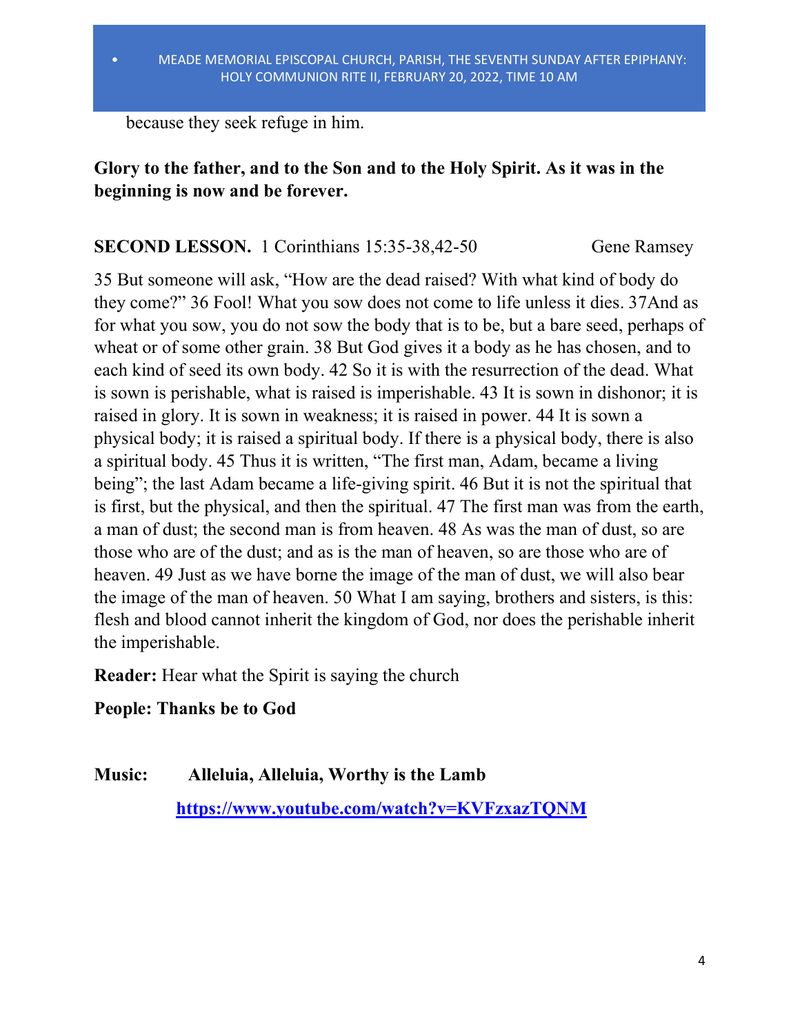because they seek refuge in him.

**Glory to the father, and to the Son and to the Holy Spirit. As it was in the beginning is now and be forever.**

**SECOND LESSON.** 1 Corinthians 15:35-38,42-50 Gene Ramsey

35 But someone will ask, "How are the dead raised? With what kind of body do they come?" 36 Fool! What you sow does not come to life unless it dies. 37And as for what you sow, you do not sow the body that is to be, but a bare seed, perhaps of wheat or of some other grain. 38 But God gives it a body as he has chosen, and to each kind of seed its own body. 42 So it is with the resurrection of the dead. What is sown is perishable, what is raised is imperishable. 43 It is sown in dishonor; it is raised in glory. It is sown in weakness; it is raised in power. 44 It is sown a physical body; it is raised a spiritual body. If there is a physical body, there is also a spiritual body. 45 Thus it is written, "The first man, Adam, became a living being"; the last Adam became a life-giving spirit. 46 But it is not the spiritual that is first, but the physical, and then the spiritual. 47 The first man was from the earth, a man of dust; the second man is from heaven. 48 As was the man of dust, so are those who are of the dust; and as is the man of heaven, so are those who are of heaven. 49 Just as we have borne the image of the man of dust, we will also bear the image of the man of heaven. 50 What I am saying, brothers and sisters, is this: flesh and blood cannot inherit the kingdom of God, nor does the perishable inherit the imperishable.

**Reader:** Hear what the Spirit is saying the church

**People: Thanks be to God**

**Music:** **Alleluia, Alleluia, Worthy is the Lamb**

**[https://www.youtube.com/watch?v=KVFzxazTQNM](https://www.youtube.com/watch?v=KVFzxazTQNM)**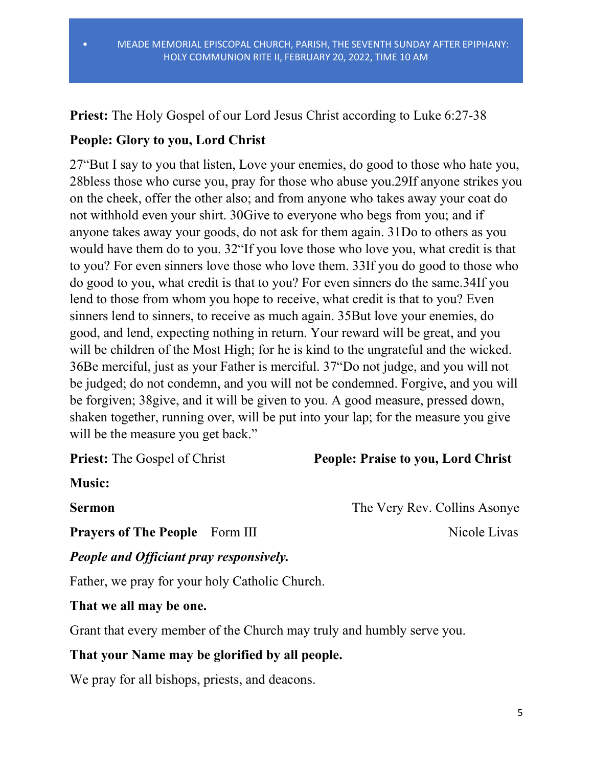**Priest:** The Holy Gospel of our Lord Jesus Christ according to Luke 6:27-38

**People: Glory to you, Lord Christ**

27"But I say to you that listen, Love your enemies, do good to those who hate you, 28bless those who curse you, pray for those who abuse you.29If anyone strikes you on the cheek, offer the other also; and from anyone who takes away your coat do not withhold even your shirt. 30Give to everyone who begs from you; and if anyone takes away your goods, do not ask for them again. 31Do to others as you would have them do to you. 32"If you love those who love you, what credit is that to you? For even sinners love those who love them. 33If you do good to those who do good to you, what credit is that to you? For even sinners do the same.34If you lend to those from whom you hope to receive, what credit is that to you? Even sinners lend to sinners, to receive as much again. 35But love your enemies, do good, and lend, expecting nothing in return. Your reward will be great, and you will be children of the Most High; for he is kind to the ungrateful and the wicked. 36Be merciful, just as your Father is merciful. 37"Do not judge, and you will not be judged; do not condemn, and you will not be condemned. Forgive, and you will be forgiven; 38give, and it will be given to you. A good measure, pressed down, shaken together, running over, will be put into your lap; for the measure you give will be the measure you get back."

**Priest:** The Gospel of Christ **People: Praise to you, Lord Christ**

**Music:**

**Sermon** The Very Rev. Collins Asonye

**Prayers of The People** Form III Nicole Livas

***People and Officiant pray responsively.***

Father, we pray for your holy Catholic Church.

**That we all may be one.**

Grant that every member of the Church may truly and humbly serve you.

**That your Name may be glorified by all people.**

We pray for all bishops, priests, and deacons.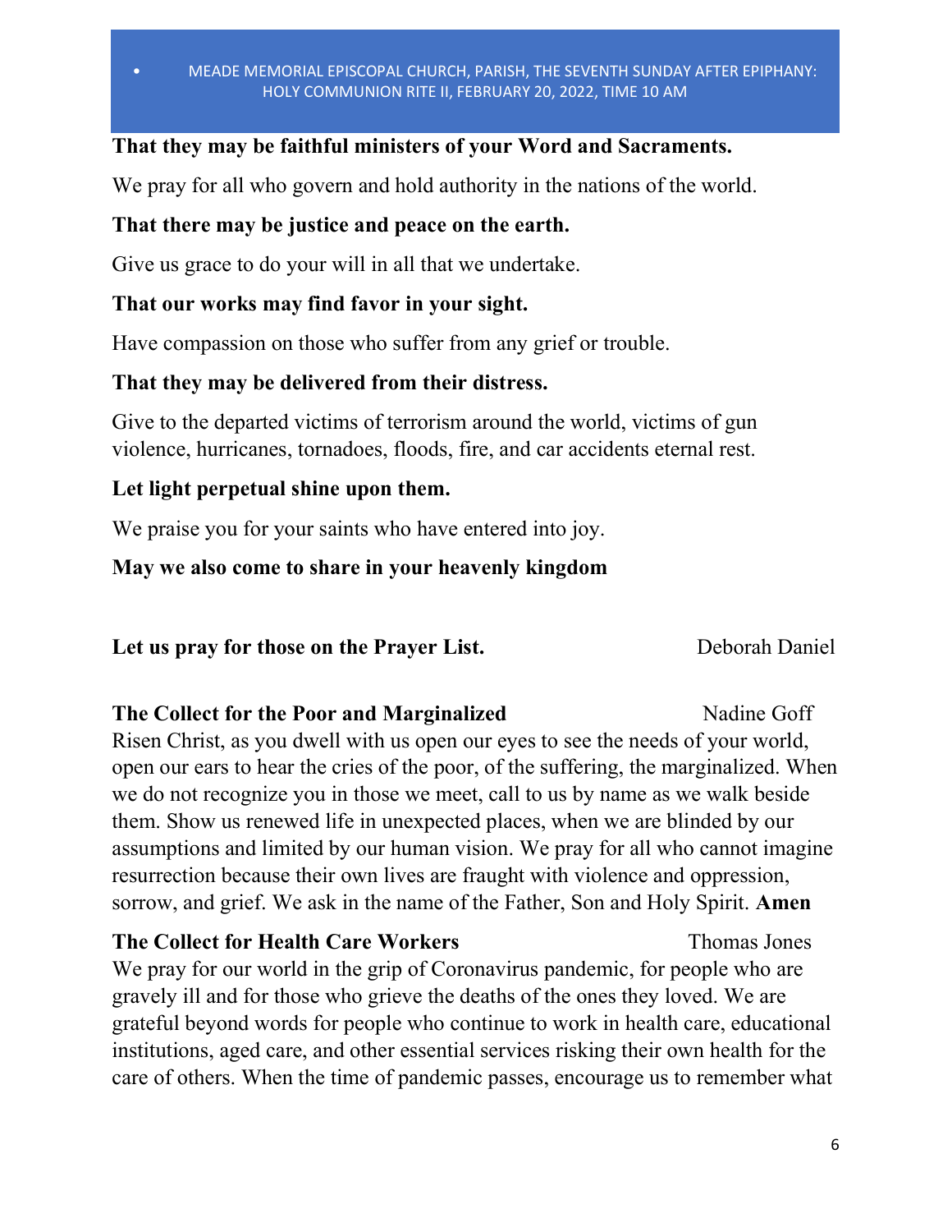**That they may be faithful ministers of your Word and Sacraments.**

We pray for all who govern and hold authority in the nations of the world.

**That there may be justice and peace on the earth.**

Give us grace to do your will in all that we undertake.

**That our works may find favor in your sight.**

Have compassion on those who suffer from any grief or trouble.

**That they may be delivered from their distress.**

Give to the departed victims of terrorism around the world, victims of gun violence, hurricanes, tornadoes, floods, fire, and car accidents eternal rest.

**Let light perpetual shine upon them.**

We praise you for your saints who have entered into joy.

**May we also come to share in your heavenly kingdom**

**Let us pray for those on the Prayer List.** Deborah Daniel

**The Collect for the Poor and Marginalized** Nadine Goff

Risen Christ, as you dwell with us open our eyes to see the needs of your world, open our ears to hear the cries of the poor, of the suffering, the marginalized. When we do not recognize you in those we meet, call to us by name as we walk beside them. Show us renewed life in unexpected places, when we are blinded by our assumptions and limited by our human vision. We pray for all who cannot imagine resurrection because their own lives are fraught with violence and oppression, sorrow, and grief. We ask in the name of the Father, Son and Holy Spirit. **Amen**

**The Collect for Health Care Workers** Thomas Jones

We pray for our world in the grip of Coronavirus pandemic, for people who are gravely ill and for those who grieve the deaths of the ones they loved. We are grateful beyond words for people who continue to work in health care, educational institutions, aged care, and other essential services risking their own health for the care of others. When the time of pandemic passes, encourage us to remember what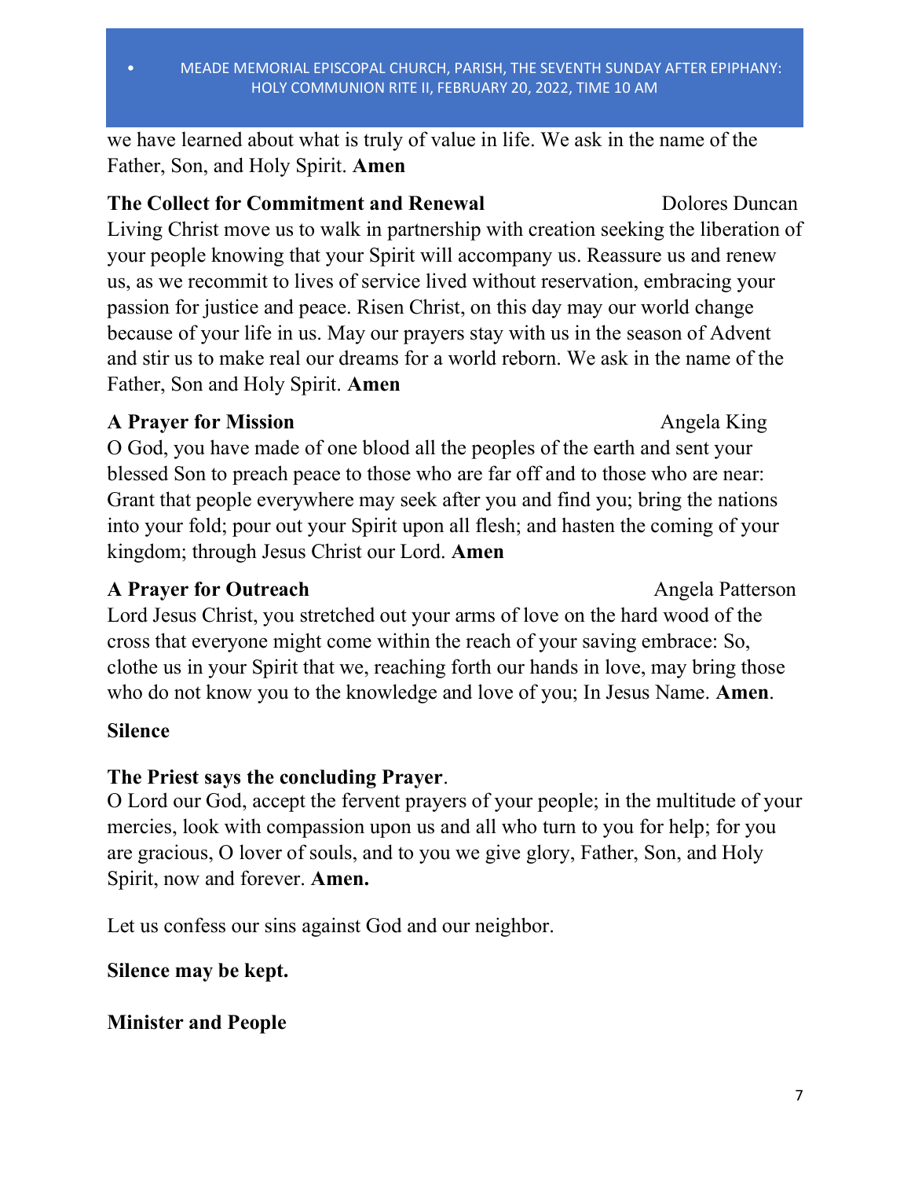we have learned about what is truly of value in life. We ask in the name of the Father, Son, and Holy Spirit. **Amen**

**The Collect for Commitment and Renewal** Dolores Duncan

Living Christ move us to walk in partnership with creation seeking the liberation of your people knowing that your Spirit will accompany us. Reassure us and renew us, as we recommit to lives of service lived without reservation, embracing your passion for justice and peace. Risen Christ, on this day may our world change because of your life in us. May our prayers stay with us in the season of Advent and stir us to make real our dreams for a world reborn. We ask in the name of the Father, Son and Holy Spirit. **Amen**

**A Prayer for Mission** Angela King

O God, you have made of one blood all the peoples of the earth and sent your blessed Son to preach peace to those who are far off and to those who are near: Grant that people everywhere may seek after you and find you; bring the nations into your fold; pour out your Spirit upon all flesh; and hasten the coming of your kingdom; through Jesus Christ our Lord. **Amen**

**A Prayer for Outreach** Angela Patterson

Lord Jesus Christ, you stretched out your arms of love on the hard wood of the cross that everyone might come within the reach of your saving embrace: So, clothe us in your Spirit that we, reaching forth our hands in love, may bring those who do not know you to the knowledge and love of you; In Jesus Name. **Amen**.

**Silence**

**The Priest says the concluding Prayer**.

O Lord our God, accept the fervent prayers of your people; in the multitude of your mercies, look with compassion upon us and all who turn to you for help; for you are gracious, O lover of souls, and to you we give glory, Father, Son, and Holy Spirit, now and forever. **Amen.**

Let us confess our sins against God and our neighbor.

**Silence may be kept.**

**Minister and People**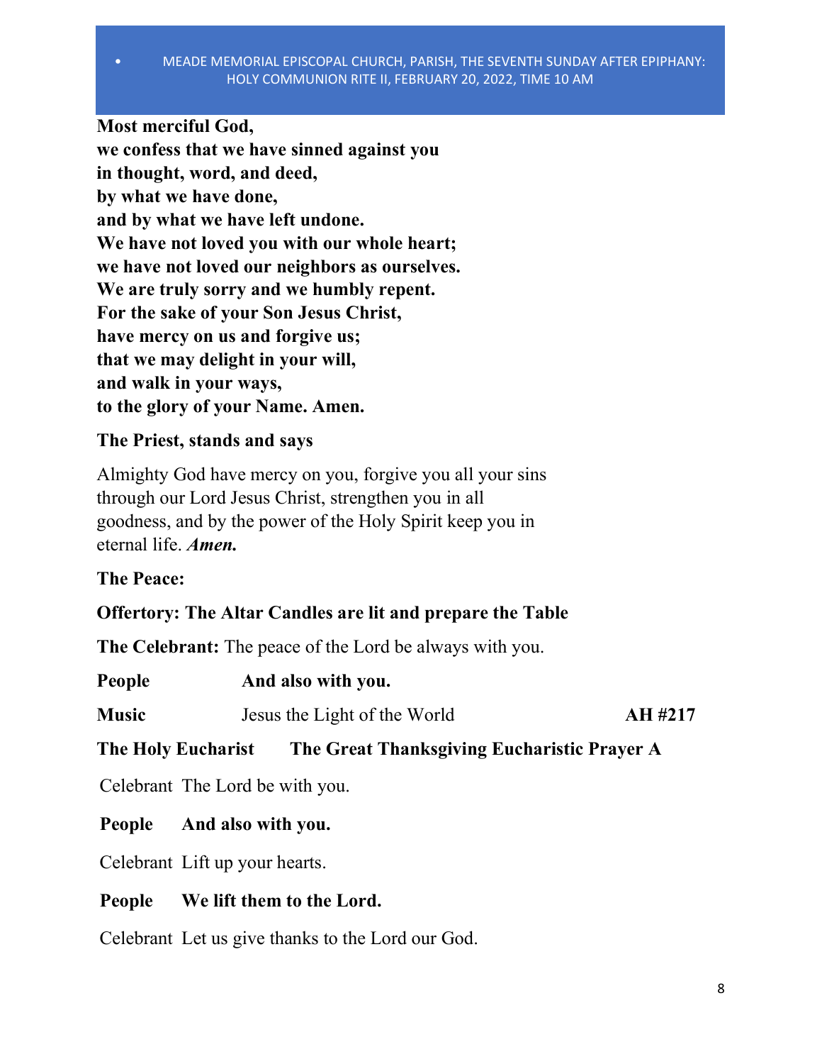**Most merciful God,**
**we confess that we have sinned against you**
**in thought, word, and deed,**
**by what we have done,**
**and by what we have left undone.**
**We have not loved you with our whole heart;**
**we have not loved our neighbors as ourselves.**
**We are truly sorry and we humbly repent.**
**For the sake of your Son Jesus Christ,**
**have mercy on us and forgive us;**
**that we may delight in your will,**
**and walk in your ways,**
**to the glory of your Name. Amen.**

**The Priest, stands and says**

Almighty God have mercy on you, forgive you all your sins through our Lord Jesus Christ, strengthen you in all goodness, and by the power of the Holy Spirit keep you in eternal life. ***Amen.***

**The Peace:**

**Offertory: The Altar Candles are lit and prepare the Table**

**The Celebrant:** The peace of the Lord be always with you.

**People** **And also with you.**

**Music** Jesus the Light of the World **AH #217**

**The Holy Eucharist** **The Great Thanksgiving Eucharistic Prayer A**

Celebrant The Lord be with you.

**People** **And also with you.**

Celebrant Lift up your hearts.

**People** **We lift them to the Lord.**

Celebrant Let us give thanks to the Lord our God.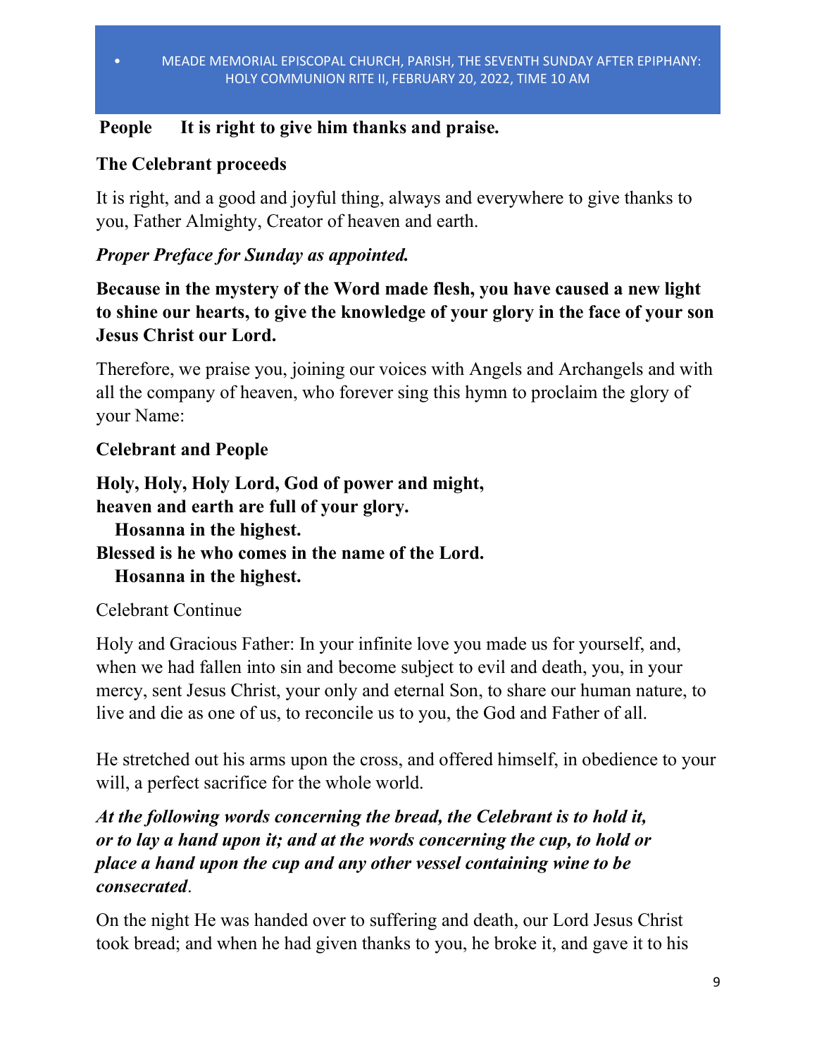**People  It is right to give him thanks and praise.**

**The Celebrant proceeds**

It is right, and a good and joyful thing, always and everywhere to give thanks to you, Father Almighty, Creator of heaven and earth.

***Proper Preface for Sunday as appointed.***

**Because in the mystery of the Word made flesh, you have caused a new light to shine our hearts, to give the knowledge of your glory in the face of your son Jesus Christ our Lord.**

Therefore, we praise you, joining our voices with Angels and Archangels and with all the company of heaven, who forever sing this hymn to proclaim the glory of your Name:

**Celebrant and People**

**Holy, Holy, Holy Lord, God of power and might,**
**heaven and earth are full of your glory.**
  **Hosanna in the highest.**
**Blessed is he who comes in the name of the Lord.**
  **Hosanna in the highest.**

Celebrant Continue

Holy and Gracious Father: In your infinite love you made us for yourself, and, when we had fallen into sin and become subject to evil and death, you, in your mercy, sent Jesus Christ, your only and eternal Son, to share our human nature, to live and die as one of us, to reconcile us to you, the God and Father of all.

He stretched out his arms upon the cross, and offered himself, in obedience to your will, a perfect sacrifice for the whole world.

***At the following words concerning the bread, the Celebrant is to hold it, or to lay a hand upon it; and at the words concerning the cup, to hold or place a hand upon the cup and any other vessel containing wine to be consecrated.***

On the night He was handed over to suffering and death, our Lord Jesus Christ took bread; and when he had given thanks to you, he broke it, and gave it to his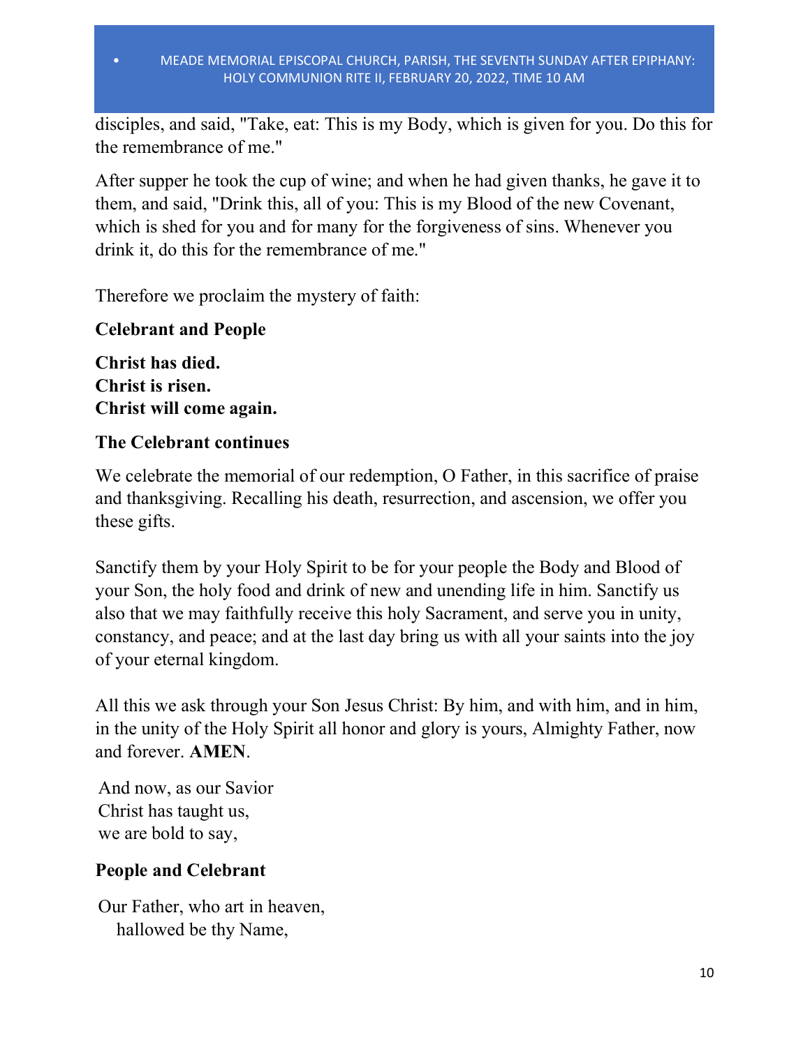disciples, and said, "Take, eat: This is my Body, which is given for you. Do this for the remembrance of me."

After supper he took the cup of wine; and when he had given thanks, he gave it to them, and said, "Drink this, all of you: This is my Blood of the new Covenant, which is shed for you and for many for the forgiveness of sins. Whenever you drink it, do this for the remembrance of me."

Therefore we proclaim the mystery of faith:

**Celebrant and People**

**Christ has died.**
**Christ is risen.**
**Christ will come again.**

**The Celebrant continues**

We celebrate the memorial of our redemption, O Father, in this sacrifice of praise and thanksgiving. Recalling his death, resurrection, and ascension, we offer you these gifts.

Sanctify them by your Holy Spirit to be for your people the Body and Blood of your Son, the holy food and drink of new and unending life in him. Sanctify us also that we may faithfully receive this holy Sacrament, and serve you in unity, constancy, and peace; and at the last day bring us with all your saints into the joy of your eternal kingdom.

All this we ask through your Son Jesus Christ: By him, and with him, and in him, in the unity of the Holy Spirit all honor and glory is yours, Almighty Father, now and forever. **AMEN**.

And now, as our Savior
Christ has taught us,
we are bold to say,

**People and Celebrant**

Our Father, who art in heaven,
hallowed be thy Name,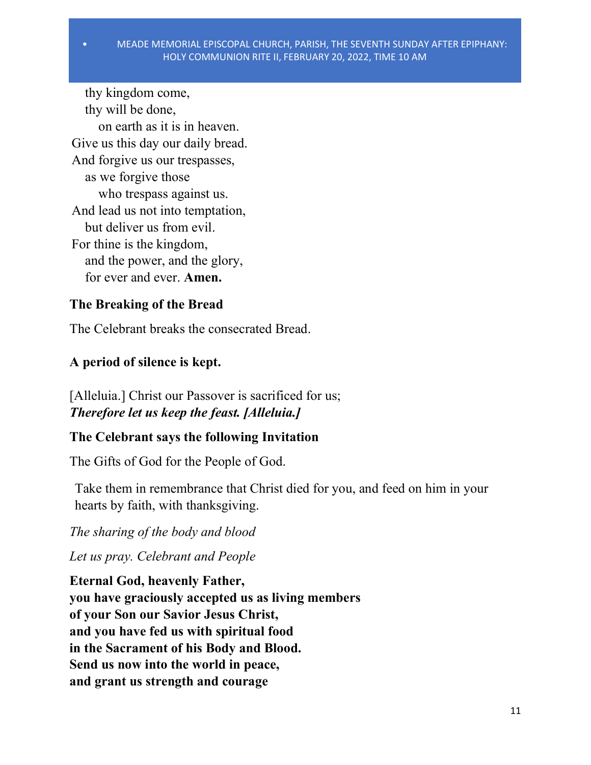thy kingdom come,  
thy will be done,  
on earth as it is in heaven.  
Give us this day our daily bread.  
And forgive us our trespasses,  
as we forgive those  
who trespass against us.  
And lead us not into temptation,  
but deliver us from evil.  
For thine is the kingdom,  
and the power, and the glory,  
for ever and ever. **Amen.**

**The Breaking of the Bread**

The Celebrant breaks the consecrated Bread.

**A period of silence is kept.**

[Alleluia.] Christ our Passover is sacrificed for us;  
***Therefore let us keep the feast. [Alleluia.]***

**The Celebrant says the following Invitation**

The Gifts of God for the People of God.

Take them in remembrance that Christ died for you, and feed on him in your hearts by faith, with thanksgiving.

*The sharing of the body and blood*

*Let us pray. Celebrant and People*

**Eternal God, heavenly Father,**  
**you have graciously accepted us as living members**  
**of your Son our Savior Jesus Christ,**  
**and you have fed us with spiritual food**  
**in the Sacrament of his Body and Blood.**  
**Send us now into the world in peace,**  
**and grant us strength and courage**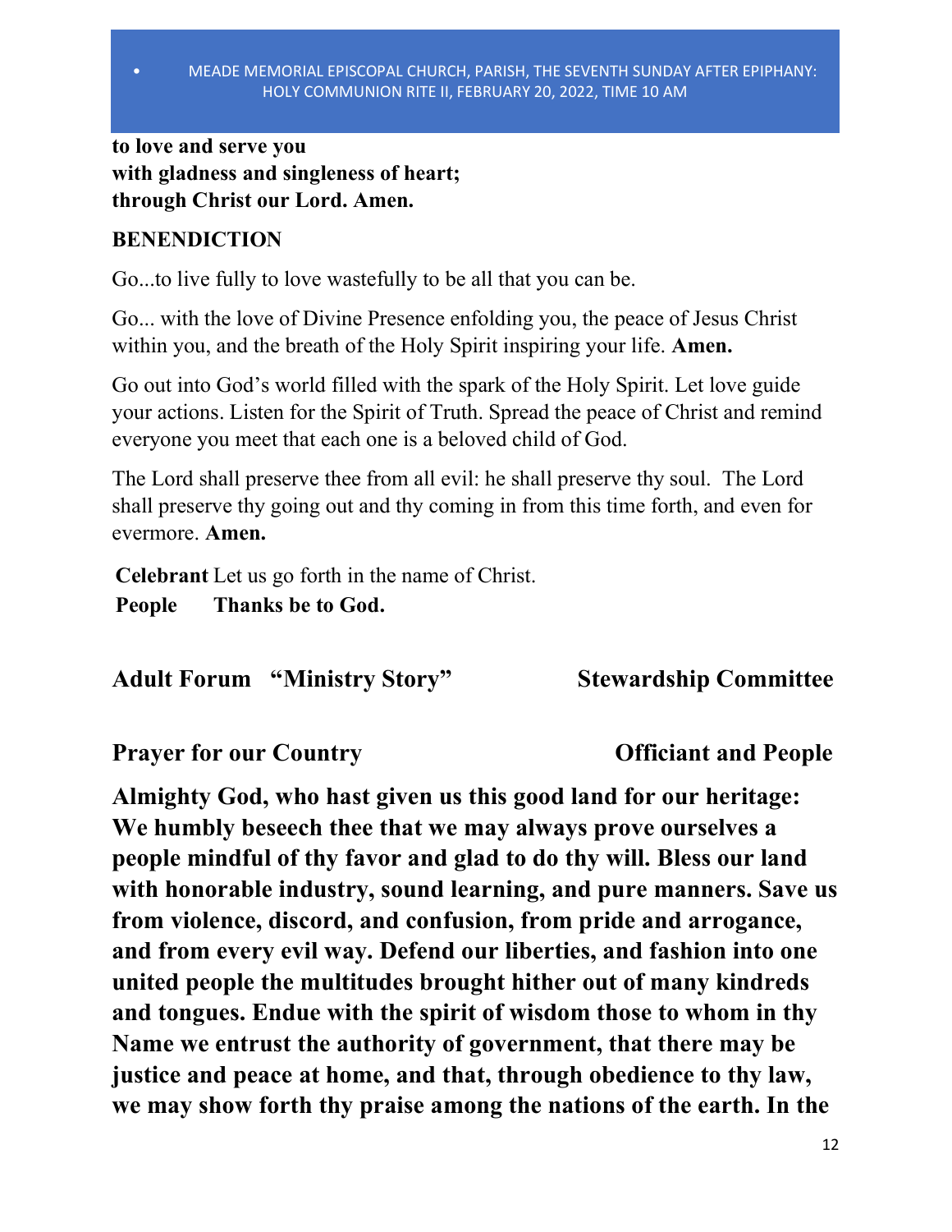**to love and serve you**
**with gladness and singleness of heart;**
**through Christ our Lord. Amen.**

**BENEDICTION**

Go...to live fully to love wastefully to be all that you can be.

Go... with the love of Divine Presence enfolding you, the peace of Jesus Christ within you, and the breath of the Holy Spirit inspiring your life. **Amen.**

Go out into God's world filled with the spark of the Holy Spirit. Let love guide your actions. Listen for the Spirit of Truth. Spread the peace of Christ and remind everyone you meet that each one is a beloved child of God.

The Lord shall preserve thee from all evil: he shall preserve thy soul. The Lord shall preserve thy going out and thy coming in from this time forth, and even for evermore. **Amen.**

**Celebrant** Let us go forth in the name of Christ.
**People** **Thanks be to God.**

**Adult Forum "Ministry Story"** **Stewardship Committee**

**Prayer for our Country** **Officiant and People**

**Almighty God, who hast given us this good land for our heritage: We humbly beseech thee that we may always prove ourselves a people mindful of thy favor and glad to do thy will. Bless our land with honorable industry, sound learning, and pure manners. Save us from violence, discord, and confusion, from pride and arrogance, and from every evil way. Defend our liberties, and fashion into one united people the multitudes brought hither out of many kindreds and tongues. Endue with the spirit of wisdom those to whom in thy Name we entrust the authority of government, that there may be justice and peace at home, and that, through obedience to thy law, we may show forth thy praise among the nations of the earth. In the**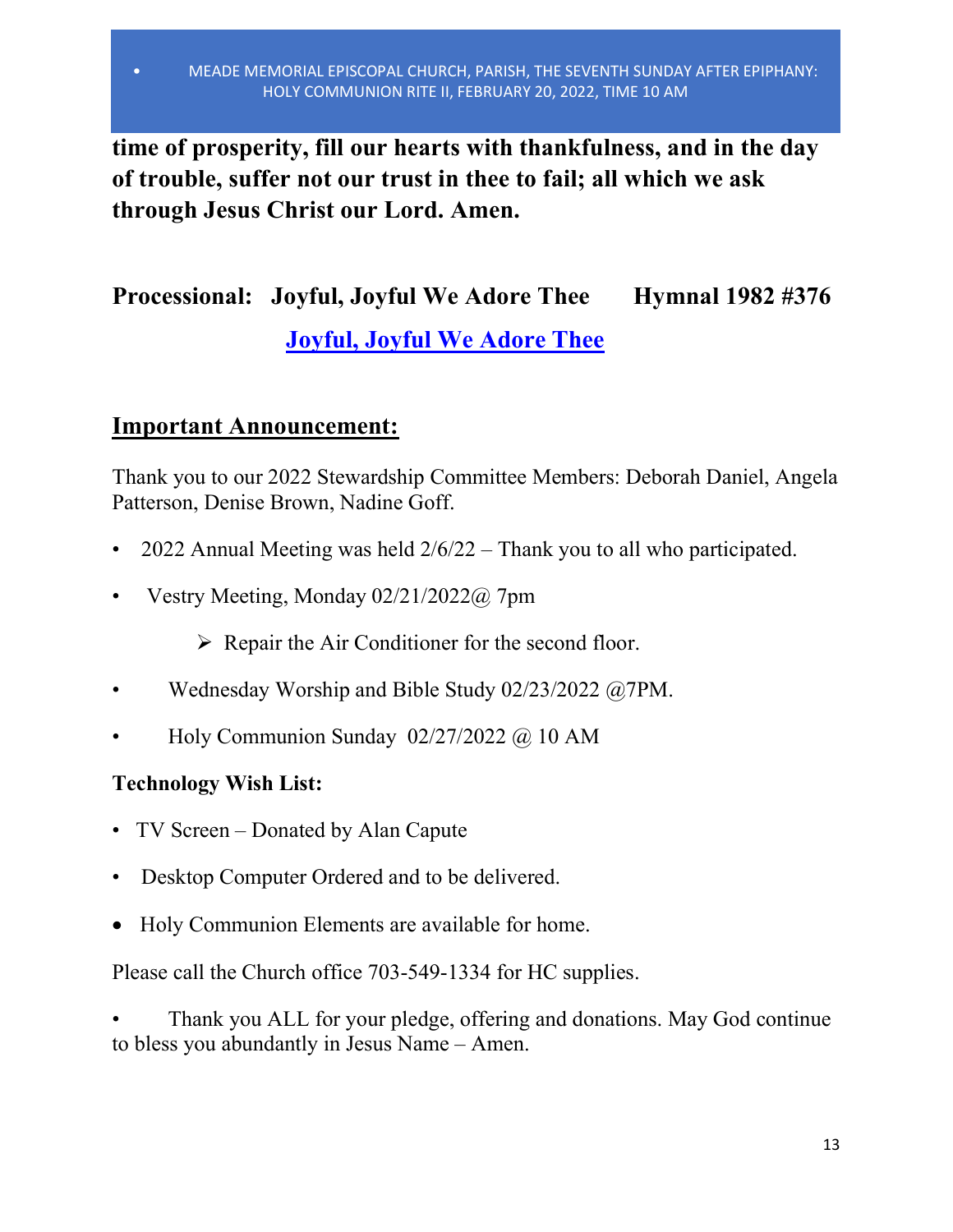**time of prosperity, fill our hearts with thankfulness, and in the day of trouble, suffer not our trust in thee to fail; all which we ask through Jesus Christ our Lord. Amen.**

**Processional: Joyful, Joyful We Adore Thee Hymnal 1982 #376**

**[Joyful, Joyful We Adore Thee]**

## Important Announcement:

Thank you to our 2022 Stewardship Committee Members: Deborah Daniel, Angela Patterson, Denise Brown, Nadine Goff.

- 2022 Annual Meeting was held 2/6/22 – Thank you to all who participated.
- Vestry Meeting, Monday 02/21/2022@ 7pm
  - Repair the Air Conditioner for the second floor.
- Wednesday Worship and Bible Study 02/23/2022 @7PM.
- Holy Communion Sunday 02/27/2022 @ 10 AM

**Technology Wish List:**

- TV Screen – Donated by Alan Capute
- Desktop Computer Ordered and to be delivered.
- Holy Communion Elements are available for home.

Please call the Church office 703-549-1334 for HC supplies.

- Thank you ALL for your pledge, offering and donations. May God continue to bless you abundantly in Jesus Name – Amen.